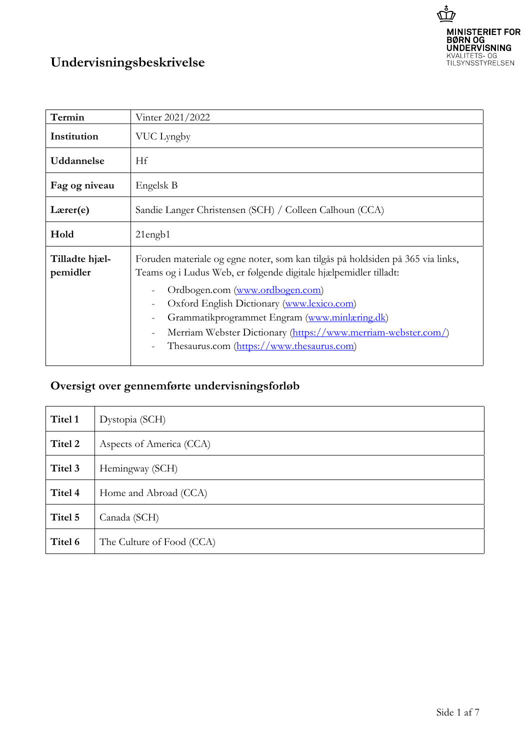# Undervisningsbeskrivelse

MINISTERIET FOR BØRN OG UNDERVISNING
KVALITETS- OG TILSYNSSTYRELSEN

| | |
|---|---|
| **Termin** | Vinter 2021/2022 |
| **Institution** | VUC Lyngby |
| **Uddannelse** | Hf |
| **Fag og niveau** | Engelsk B |
| **Lærer(e)** | Sandie Langer Christensen (SCH) / Colleen Calhoun (CCA) |
| **Hold** | 21engb1 |
| **Tilladte hjælpemidler** | Foruden materiale og egne noter, som kan tilgås på holdsiden på 365 via links, Teams og i Ludus Web, er følgende digitale hjælpemidler tilladt:<br>- Ordbogen.com (www.ordbogen.com)<br>- Oxford English Dictionary (www.lexico.com)<br>- Grammatikprogrammet Engram (www.minlæring.dk)<br>- Merriam Webster Dictionary (https://www.merriam-webster.com/)<br>- Thesaurus.com (https://www.thesaurus.com) |

## Oversigt over gennemførte undervisningsforløb

| | |
|---|---|
| **Titel 1** | Dystopia (SCH) |
| **Titel 2** | Aspects of America (CCA) |
| **Titel 3** | Hemingway (SCH) |
| **Titel 4** | Home and Abroad (CCA) |
| **Titel 5** | Canada (SCH) |
| **Titel 6** | The Culture of Food (CCA) |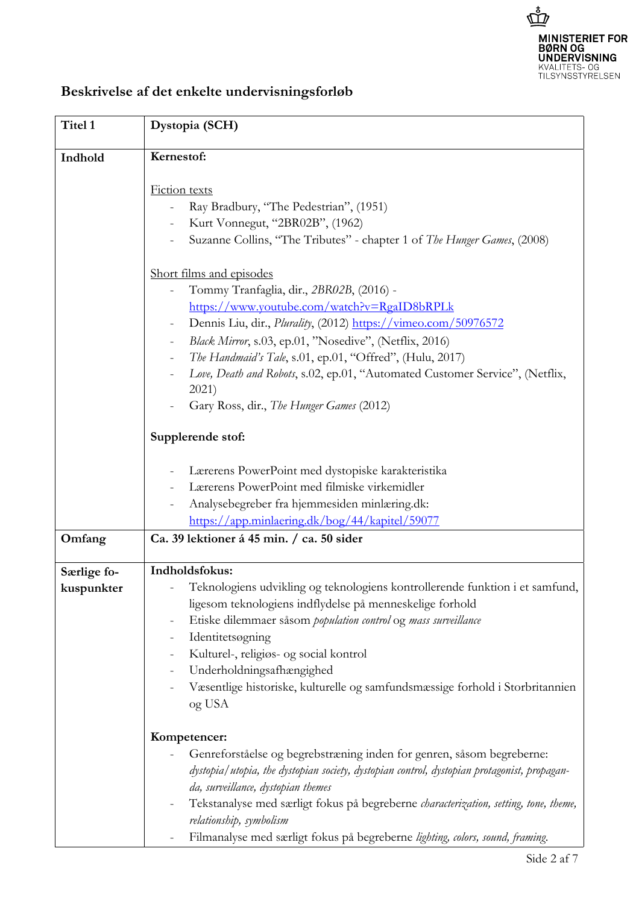## Beskrivelse af det enkelte undervisningsforløb

| Titel 1 | **Dystopia (SCH)** |
|---|---|
| **Indhold** | **Kernestof:**<br><br>Fiction texts<br>- Ray Bradbury, "The Pedestrian", (1951)<br>- Kurt Vonnegut, "2BR02B", (1962)<br>- Suzanne Collins, "The Tributes" - chapter 1 of *The Hunger Games*, (2008)<br><br>Short films and episodes<br>- Tommy Tranfaglia, dir., *2BR02B*, (2016) - https://www.youtube.com/watch?v=RgaID8bRPLk<br>- Dennis Liu, dir., *Plurality*, (2012) https://vimeo.com/50976572<br>- *Black Mirror*, s.03, ep.01, "Nosedive", (Netflix, 2016)<br>- *The Handmaid's Tale*, s.01, ep.01, "Offred", (Hulu, 2017)<br>- *Love, Death and Robots*, s.02, ep.01, "Automated Customer Service", (Netflix, 2021)<br>- Gary Ross, dir., *The Hunger Games* (2012)<br><br>**Supplerende stof:**<br><br>- Lærerens PowerPoint med dystopiske karakteristika<br>- Lærerens PowerPoint med filmiske virkemidler<br>- Analysebegreber fra hjemmesiden minlæring.dk: https://app.minlaering.dk/bog/44/kapitel/59077 |
| **Omfang** | **Ca. 39 lektioner á 45 min. / ca. 50 sider** |
| **Særlige fokuspunkter** | **Indholdsfokus:**<br>- Teknologiens udvikling og teknologiens kontrollerende funktion i et samfund, ligesom teknologiens indflydelse på menneskelige forhold<br>- Etiske dilemmaer såsom *population control* og *mass surveillance*<br>- Identitetsøgning<br>- Kulturel-, religiøs- og social kontrol<br>- Underholdningsafhængighed<br>- Væsentlige historiske, kulturelle og samfundsmæssige forhold i Storbritannien og USA<br><br>**Kompetencer:**<br>- Genreforståelse og begrebstræning inden for genren, såsom begreberne: *dystopia/utopia, the dystopian society, dystopian control, dystopian protagonist, propaganda, surveillance, dystopian themes*<br>- Tekstanalyse med særligt fokus på begreberne *characterization, setting, tone, theme, relationship, symbolism*<br>- Filmanalyse med særligt fokus på begreberne *lighting, colors, sound, framing.* |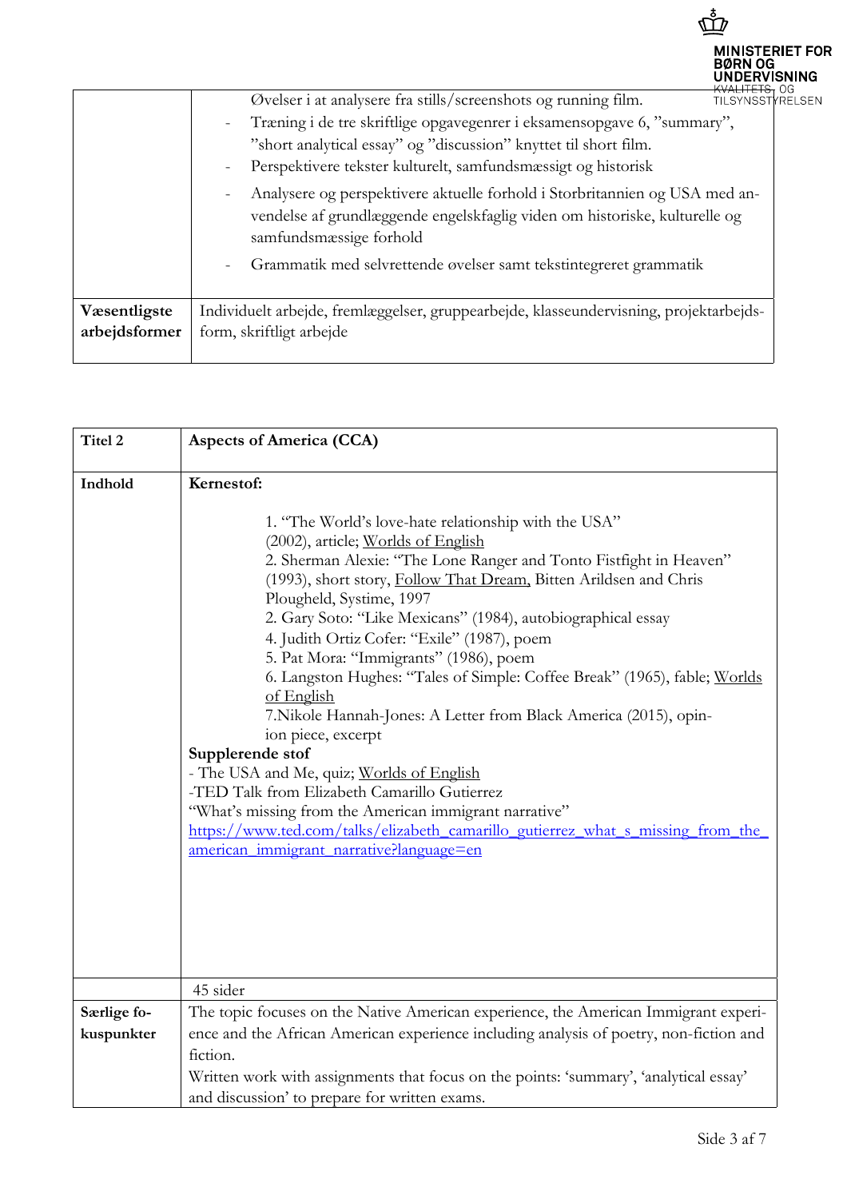| | |
|---|---|
| | Øvelser i at analysere fra stills/screenshots og running film.<br>- Træning i de tre skriftlige opgavegenrer i eksamensopgave 6, "summary", "short analytical essay" og "discussion" knyttet til short film.<br>- Perspektivere tekster kulturelt, samfundsmæssigt og historisk<br>- Analysere og perspektivere aktuelle forhold i Storbritannien og USA med anvendelse af grundlæggende engelskfaglig viden om historiske, kulturelle og samfundsmæssige forhold<br>- Grammatik med selvrettende øvelser samt tekstintegreret grammatik |
| **Væsentligste arbejdsformer** | Individuelt arbejde, fremlæggelser, gruppearbejde, klasseundervisning, projektarbejdsform, skriftligt arbejde |

| | |
|---|---|
| **Titel 2** | **Aspects of America (CCA)** |
| **Indhold** | **Kernestof:**<br><br>1. "The World's love-hate relationship with the USA" (2002), article; Worlds of English<br>2. Sherman Alexie: "The Lone Ranger and Tonto Fistfight in Heaven" (1993), short story, Follow That Dream, Bitten Arildsen and Chris Plougheld, Systime, 1997<br>2. Gary Soto: "Like Mexicans" (1984), autobiographical essay<br>4. Judith Ortiz Cofer: "Exile" (1987), poem<br>5. Pat Mora: "Immigrants" (1986), poem<br>6. Langston Hughes: "Tales of Simple: Coffee Break" (1965), fable; Worlds of English<br>7.Nikole Hannah-Jones: A Letter from Black America (2015), opinion piece, excerpt<br>**Supplerende stof**<br>- The USA and Me, quiz; Worlds of English<br>-TED Talk from Elizabeth Camarillo Gutierrez<br>"What's missing from the American immigrant narrative"<br>https://www.ted.com/talks/elizabeth_camarillo_gutierrez_what_s_missing_from_the_american_immigrant_narrative?language=en |
| | 45 sider |
| **Særlige fokuspunkter** | The topic focuses on the Native American experience, the American Immigrant experience and the African American experience including analysis of poetry, non-fiction and fiction.<br>Written work with assignments that focus on the points: 'summary', 'analytical essay' and discussion' to prepare for written exams. |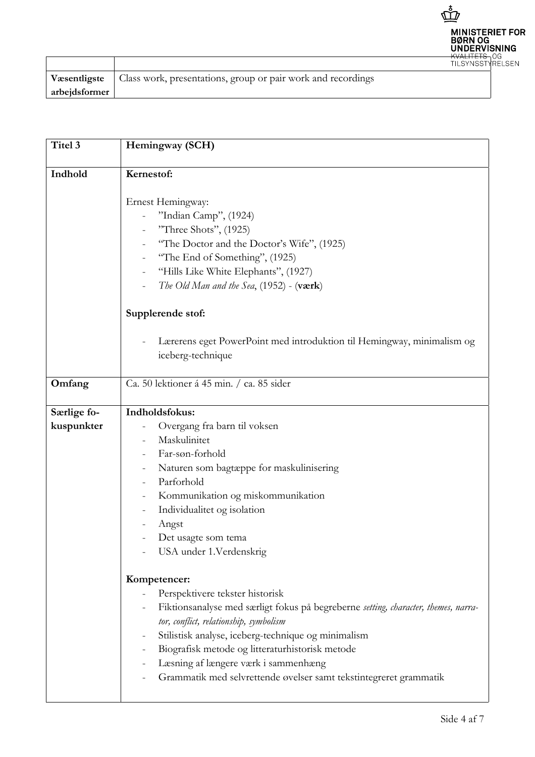| | |
|---|---|
| **Væsentligste arbejdsformer** | Class work, presentations, group or pair work and recordings |

| **Titel 3** | **Hemingway (SCH)** |
|---|---|
| **Indhold** | **Kernestof:**<br><br>Ernest Hemingway:<br>- ”Indian Camp”, (1924)<br>- ”Three Shots”, (1925)<br>- “The Doctor and the Doctor’s Wife”, (1925)<br>- “The End of Something”, (1925)<br>- “Hills Like White Elephants”, (1927)<br>- *The Old Man and the Sea*, (1952) - (**værk**)<br><br>**Supplerende stof:**<br><br>- Lærerens eget PowerPoint med introduktion til Hemingway, minimalism og iceberg-technique |
| **Omfang** | Ca. 50 lektioner á 45 min. / ca. 85 sider |
| **Særlige fokuspunkter** | **Indholdsfokus:**<br>- Overgang fra barn til voksen<br>- Maskulinitet<br>- Far-søn-forhold<br>- Naturen som bagtæppe for maskulinisering<br>- Parforhold<br>- Kommunikation og miskommunikation<br>- Individualitet og isolation<br>- Angst<br>- Det usagte som tema<br>- USA under 1.Verdenskrig<br><br>**Kompetencer:**<br>- Perspektivere tekster historisk<br>- Fiktionsanalyse med særligt fokus på begreberne *setting, character, themes, narrator, conflict, relationship, symbolism*<br>- Stilistisk analyse, iceberg-technique og minimalism<br>- Biografisk metode og litteraturhistorisk metode<br>- Læsning af længere værk i sammenhæng<br>- Grammatik med selvrettende øvelser samt tekstintegreret grammatik |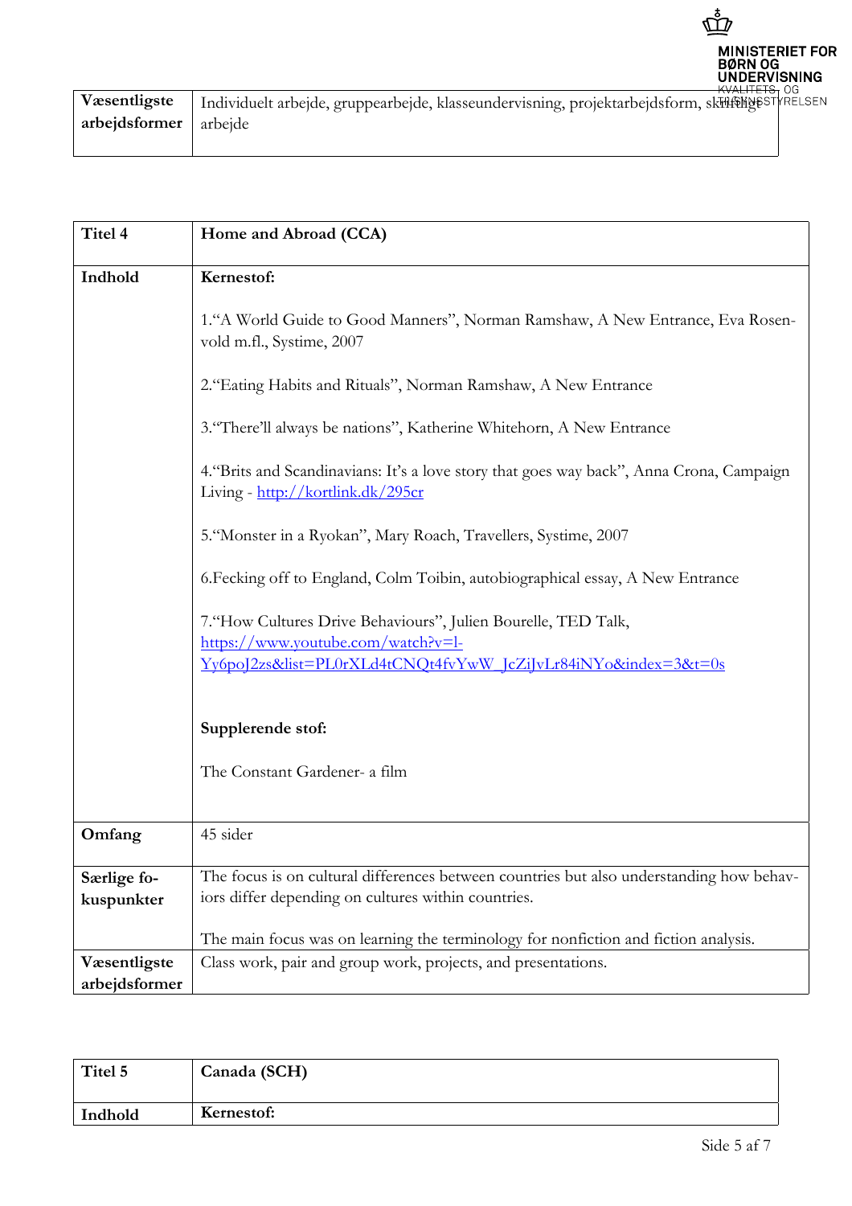| Væsentligste arbejdsformer | Individuelt arbejde, gruppearbejde, klasseundervisning, projektarbejdsform, skriftligt arbejde |
|---|---|

| Titel 4 | Home and Abroad (CCA) |
|---|---|
| Indhold | **Kernestof:**<br><br>1.“A World Guide to Good Manners”, Norman Ramshaw, A New Entrance, Eva Rosenvold m.fl., Systime, 2007<br><br>2.“Eating Habits and Rituals”, Norman Ramshaw, A New Entrance<br><br>3.“There’ll always be nations”, Katherine Whitehorn, A New Entrance<br><br>4.“Brits and Scandinavians: It’s a love story that goes way back”, Anna Crona, Campaign Living - http://kortlink.dk/295cr<br><br>5.“Monster in a Ryokan”, Mary Roach, Travellers, Systime, 2007<br><br>6.Fecking off to England, Colm Toibin, autobiographical essay, A New Entrance<br><br>7.“How Cultures Drive Behaviours”, Julien Bourelle, TED Talk, https://www.youtube.com/watch?v=l-Yy6poJ2zs&list=PL0rXLd4tCNQt4fvYwW_JcZiJvLr84iNYo&index=3&t=0s<br><br>**Supplerende stof:**<br><br>The Constant Gardener- a film |
| Omfang | 45 sider |
| Særlige fokuspunkter | The focus is on cultural differences between countries but also understanding how behaviors differ depending on cultures within countries.<br><br>The main focus was on learning the terminology for nonfiction and fiction analysis. |
| Væsentligste arbejdsformer | Class work, pair and group work, projects, and presentations. |

| Titel 5 | Canada (SCH) |
|---|---|
| Indhold | **Kernestof:** |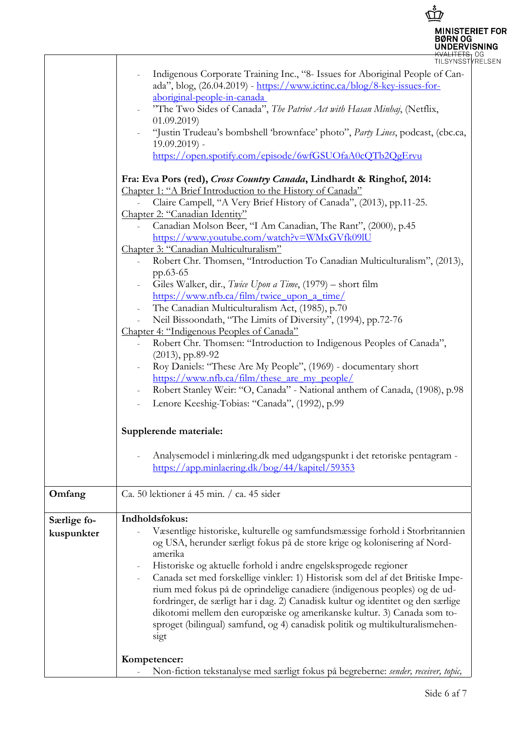| | |
|---|---|
| | - Indigenous Corporate Training Inc., "8- Issues for Aboriginal People of Canada", blog, (26.04.2019) - https://www.ictinc.ca/blog/8-key-issues-for-aboriginal-people-in-canada <br> - "The Two Sides of Canada", *The Patriot Act with Hasan Minhaj*, (Netflix, 01.09.2019) <br> - "Justin Trudeau's bombshell 'brownface' photo", *Party Lines*, podcast, (cbc.ca, 19.09.2019) - https://open.spotify.com/episode/6wfGSUOfaA0cQTb2QgErvu <br><br> **Fra: Eva Pors (red), *Cross Country Canada*, Lindhardt & Ringhof, 2014:** <br> Chapter 1: "A Brief Introduction to the History of Canada" <br> - Claire Campell, "A Very Brief History of Canada", (2013), pp.11-25. <br> Chapter 2: "Canadian Identity" <br> - Canadian Molson Beer, "I Am Canadian, The Rant", (2000), p.45 https://www.youtube.com/watch?v=WMxGVfk09lU <br> Chapter 3: "Canadian Multiculturalism" <br> - Robert Chr. Thomsen, "Introduction To Canadian Multiculturalism", (2013), pp.63-65 <br> - Giles Walker, dir., *Twice Upon a Time*, (1979) – short film https://www.nfb.ca/film/twice_upon_a_time/ <br> - The Canadian Multiculturalism Act, (1985), p.70 <br> - Neil Bissoondath, "The Limits of Diversity", (1994), pp.72-76 <br> Chapter 4: "Indigenous Peoples of Canada" <br> - Robert Chr. Thomsen: "Introduction to Indigenous Peoples of Canada", (2013), pp.89-92 <br> - Roy Daniels: "These Are My People", (1969) - documentary short https://www.nfb.ca/film/these_are_my_people/ <br> - Robert Stanley Weir: "O, Canada" - National anthem of Canada, (1908), p.98 <br> - Lenore Keeshig-Tobias: "Canada", (1992), p.99 <br><br> **Supplerende materiale:** <br><br> - Analysemodel i minlæring.dk med udgangspunkt i det retoriske pentagram - https://app.minlaering.dk/bog/44/kapitel/59353 |
| **Omfang** | Ca. 50 lektioner á 45 min. / ca. 45 sider |
| **Særlige fokuspunkter** | **Indholdsfokus:** <br> - Væsentlige historiske, kulturelle og samfundsmæssige forhold i Storbritannien og USA, herunder særligt fokus på de store krige og kolonisering af Nordamerika <br> - Historiske og aktuelle forhold i andre engelsksprogede regioner <br> - Canada set med forskellige vinkler: 1) Historisk som del af det Britiske Imperium med fokus på de oprindelige canadiere (indigenous peoples) og de udfordringer, de særligt har i dag. 2) Canadisk kultur og identitet og den særlige dikotomi mellem den europæiske og amerikanske kultur. 3) Canada som tosproget (bilingual) samfund, og 4) canadisk politik og multikulturalismehensigt <br><br> **Kompetencer:** <br> - Non-fiction tekstanalyse med særligt fokus på begreberne: *sender, receiver, topic,* |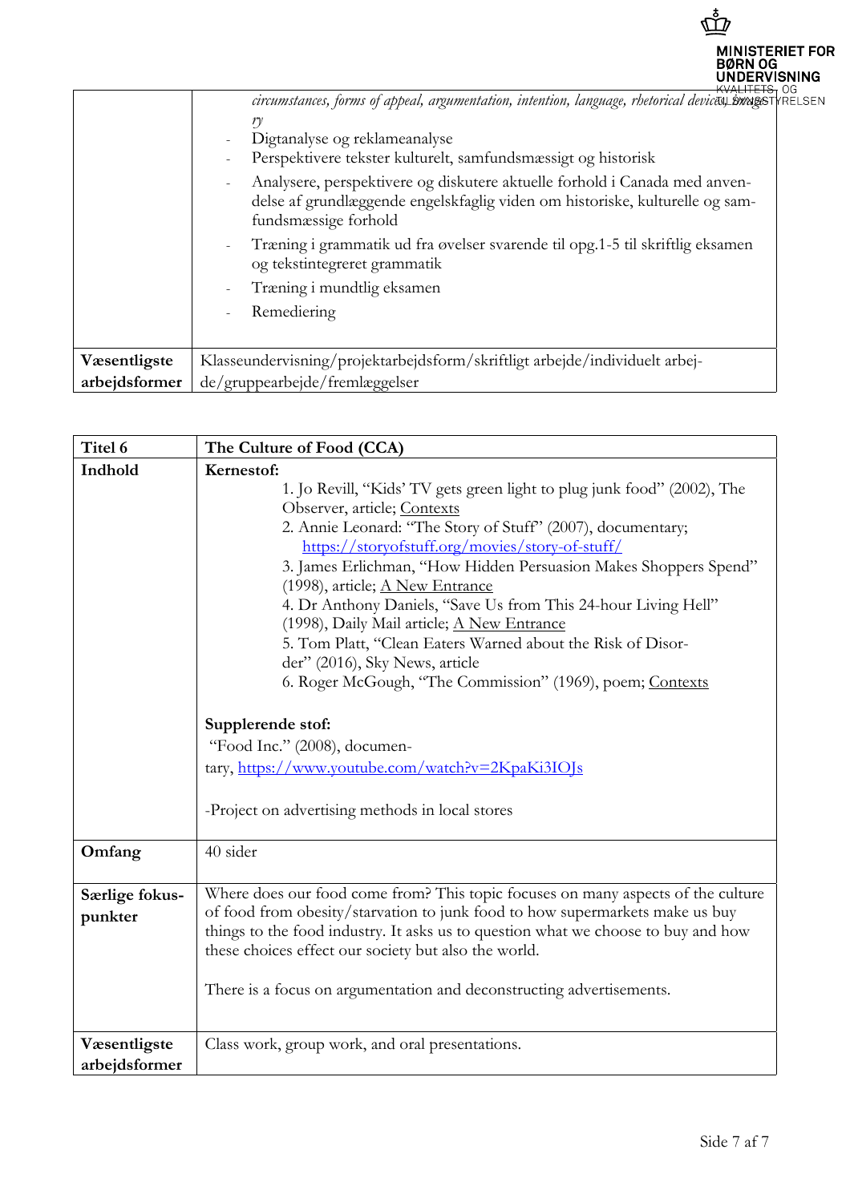| | |
|---|---|
| | *circumstances, forms of appeal, argumentation, intention, language, rhetorical devices, imagery*<br>- Digtanalyse og reklameanalyse<br>- Perspektivere tekster kulturelt, samfundsmæssigt og historisk<br>- Analysere, perspektivere og diskutere aktuelle forhold i Canada med anvendelse af grundlæggende engelskfaglig viden om historiske, kulturelle og samfundsmæssige forhold<br>- Træning i grammatik ud fra øvelser svarende til opg.1-5 til skriftlig eksamen og tekstintegreret grammatik<br>- Træning i mundtlig eksamen<br>- Remediering |
| **Væsentligste arbejdsformer** | Klasseundervisning/projektarbejdsform/skriftligt arbejde/individuelt arbejde/gruppearbejde/fremlæggelser |

| **Titel 6** | **The Culture of Food (CCA)** |
|---|---|
| **Indhold** | **Kernestof:**<br>1. Jo Revill, "Kids' TV gets green light to plug junk food" (2002), The Observer, article; Contexts<br>2. Annie Leonard: "The Story of Stuff" (2007), documentary; https://storyofstuff.org/movies/story-of-stuff/<br>3. James Erlichman, "How Hidden Persuasion Makes Shoppers Spend" (1998), article; A New Entrance<br>4. Dr Anthony Daniels, "Save Us from This 24-hour Living Hell" (1998), Daily Mail article; A New Entrance<br>5. Tom Platt, "Clean Eaters Warned about the Risk of Disorder" (2016), Sky News, article<br>6. Roger McGough, "The Commission" (1969), poem; Contexts<br><br>**Supplerende stof:**<br>"Food Inc." (2008), documentary, https://www.youtube.com/watch?v=2KpaKi3IOJs<br><br>-Project on advertising methods in local stores |
| **Omfang** | 40 sider |
| **Særlige fokuspunkter** | Where does our food come from? This topic focuses on many aspects of the culture of food from obesity/starvation to junk food to how supermarkets make us buy things to the food industry. It asks us to question what we choose to buy and how these choices effect our society but also the world.<br><br>There is a focus on argumentation and deconstructing advertisements. |
| **Væsentligste arbejdsformer** | Class work, group work, and oral presentations. |